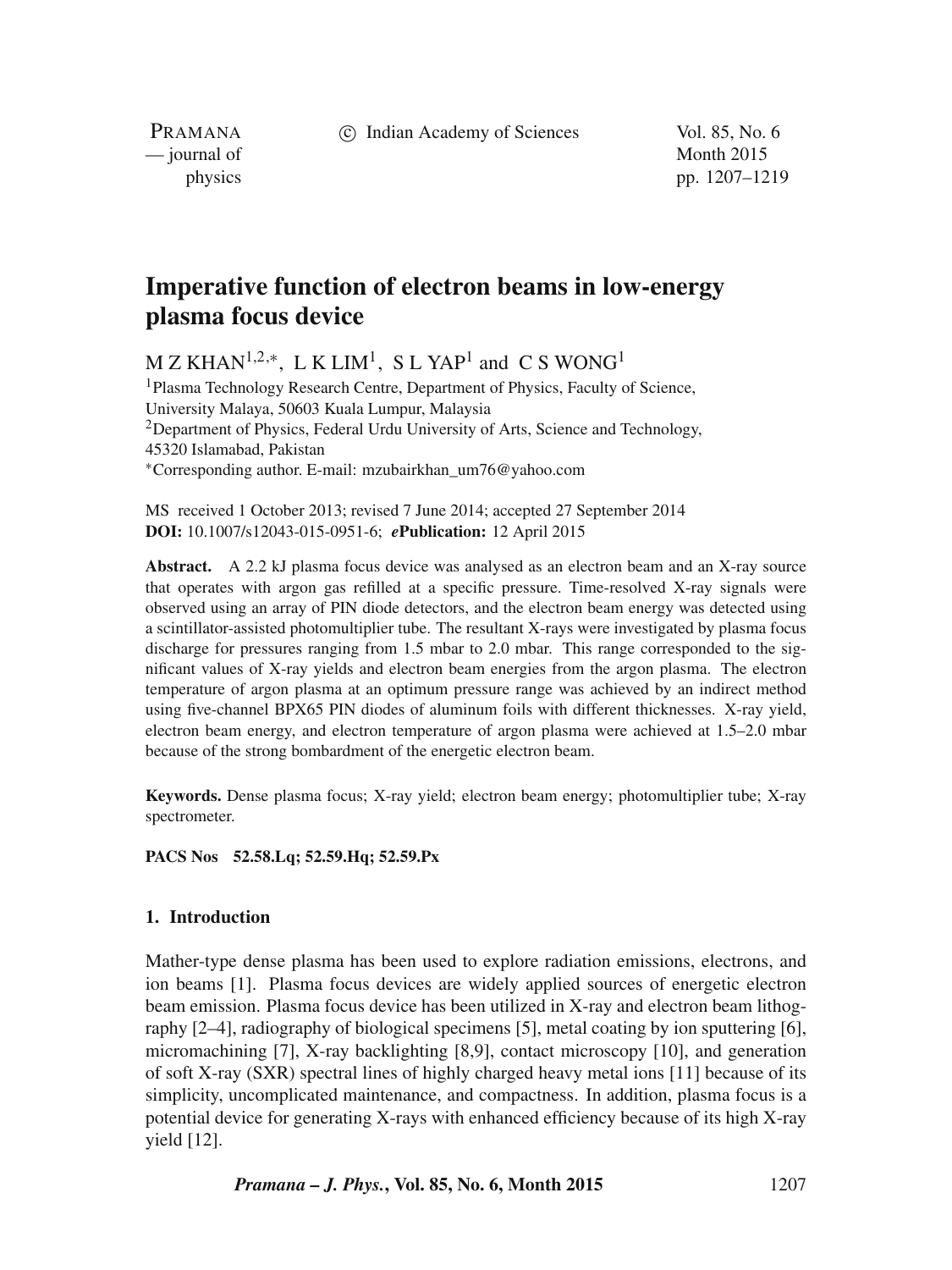# Imperative function of electron beams in low-energy plasma focus device

M Z KHAN[1,2,*], L K LIM[1], S L YAP[1] and C S WONG[1]

[1]Plasma Technology Research Centre, Department of Physics, Faculty of Science, University Malaya, 50603 Kuala Lumpur, Malaysia

[2]Department of Physics, Federal Urdu University of Arts, Science and Technology, 45320 Islamabad, Pakistan

[*]Corresponding author. E-mail: mzubairkhan_um76@yahoo.com

MS received 1 October 2013; revised 7 June 2014; accepted 27 September 2014

**DOI:** 10.1007/s12043-015-0951-6; ***e*****Publication:** 12 April 2015

**Abstract.** A 2.2 kJ plasma focus device was analysed as an electron beam and an X-ray source that operates with argon gas refilled at a specific pressure. Time-resolved X-ray signals were observed using an array of PIN diode detectors, and the electron beam energy was detected using a scintillator-assisted photomultiplier tube. The resultant X-rays were investigated by plasma focus discharge for pressures ranging from 1.5 mbar to 2.0 mbar. This range corresponded to the significant values of X-ray yields and electron beam energies from the argon plasma. The electron temperature of argon plasma at an optimum pressure range was achieved by an indirect method using five-channel BPX65 PIN diodes of aluminum foils with different thicknesses. X-ray yield, electron beam energy, and electron temperature of argon plasma were achieved at 1.5–2.0 mbar because of the strong bombardment of the energetic electron beam.

**Keywords.** Dense plasma focus; X-ray yield; electron beam energy; photomultiplier tube; X-ray spectrometer.

**PACS Nos** 52.58.Lq; 52.59.Hq; 52.59.Px

## 1. Introduction

Mather-type dense plasma has been used to explore radiation emissions, electrons, and ion beams [1]. Plasma focus devices are widely applied sources of energetic electron beam emission. Plasma focus device has been utilized in X-ray and electron beam lithography [2–4], radiography of biological specimens [5], metal coating by ion sputtering [6], micromachining [7], X-ray backlighting [8,9], contact microscopy [10], and generation of soft X-ray (SXR) spectral lines of highly charged heavy metal ions [11] because of its simplicity, uncomplicated maintenance, and compactness. In addition, plasma focus is a potential device for generating X-rays with enhanced efficiency because of its high X-ray yield [12].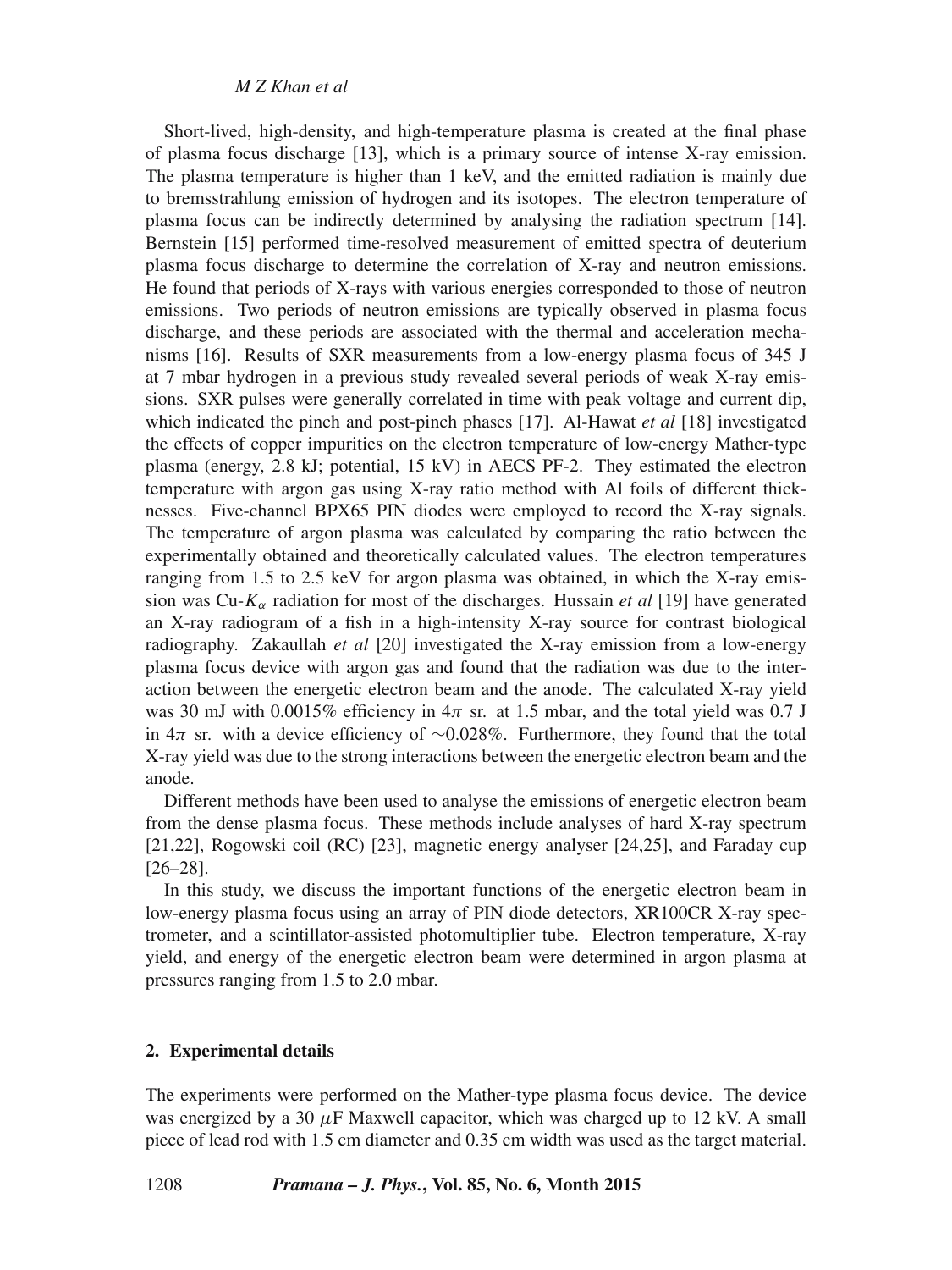Short-lived, high-density, and high-temperature plasma is created at the final phase of plasma focus discharge [13], which is a primary source of intense X-ray emission. The plasma temperature is higher than 1 keV, and the emitted radiation is mainly due to bremsstrahlung emission of hydrogen and its isotopes. The electron temperature of plasma focus can be indirectly determined by analysing the radiation spectrum [14]. Bernstein [15] performed time-resolved measurement of emitted spectra of deuterium plasma focus discharge to determine the correlation of X-ray and neutron emissions. He found that periods of X-rays with various energies corresponded to those of neutron emissions. Two periods of neutron emissions are typically observed in plasma focus discharge, and these periods are associated with the thermal and acceleration mechanisms [16]. Results of SXR measurements from a low-energy plasma focus of 345 J at 7 mbar hydrogen in a previous study revealed several periods of weak X-ray emissions. SXR pulses were generally correlated in time with peak voltage and current dip, which indicated the pinch and post-pinch phases [17]. Al-Hawat *et al* [18] investigated the effects of copper impurities on the electron temperature of low-energy Mather-type plasma (energy, 2.8 kJ; potential, 15 kV) in AECS PF-2. They estimated the electron temperature with argon gas using X-ray ratio method with Al foils of different thicknesses. Five-channel BPX65 PIN diodes were employed to record the X-ray signals. The temperature of argon plasma was calculated by comparing the ratio between the experimentally obtained and theoretically calculated values. The electron temperatures ranging from 1.5 to 2.5 keV for argon plasma was obtained, in which the X-ray emission was Cu-$K_\alpha$ radiation for most of the discharges. Hussain *et al* [19] have generated an X-ray radiogram of a fish in a high-intensity X-ray source for contrast biological radiography. Zakaullah *et al* [20] investigated the X-ray emission from a low-energy plasma focus device with argon gas and found that the radiation was due to the interaction between the energetic electron beam and the anode. The calculated X-ray yield was 30 mJ with 0.0015% efficiency in $4\pi$ sr. at 1.5 mbar, and the total yield was 0.7 J in $4\pi$ sr. with a device efficiency of $\sim$0.028%. Furthermore, they found that the total X-ray yield was due to the strong interactions between the energetic electron beam and the anode.

Different methods have been used to analyse the emissions of energetic electron beam from the dense plasma focus. These methods include analyses of hard X-ray spectrum [21,22], Rogowski coil (RC) [23], magnetic energy analyser [24,25], and Faraday cup [26–28].

In this study, we discuss the important functions of the energetic electron beam in low-energy plasma focus using an array of PIN diode detectors, XR100CR X-ray spectrometer, and a scintillator-assisted photomultiplier tube. Electron temperature, X-ray yield, and energy of the energetic electron beam were determined in argon plasma at pressures ranging from 1.5 to 2.0 mbar.

## 2. Experimental details

The experiments were performed on the Mather-type plasma focus device. The device was energized by a 30 $\mu$F Maxwell capacitor, which was charged up to 12 kV. A small piece of lead rod with 1.5 cm diameter and 0.35 cm width was used as the target material.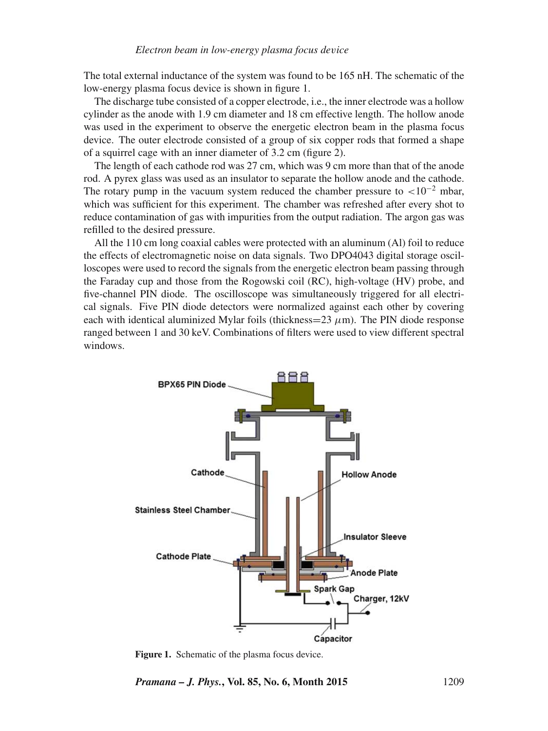The total external inductance of the system was found to be 165 nH. The schematic of the low-energy plasma focus device is shown in figure 1.

The discharge tube consisted of a copper electrode, i.e., the inner electrode was a hollow cylinder as the anode with 1.9 cm diameter and 18 cm effective length. The hollow anode was used in the experiment to observe the energetic electron beam in the plasma focus device. The outer electrode consisted of a group of six copper rods that formed a shape of a squirrel cage with an inner diameter of 3.2 cm (figure 2).

The length of each cathode rod was 27 cm, which was 9 cm more than that of the anode rod. A pyrex glass was used as an insulator to separate the hollow anode and the cathode. The rotary pump in the vacuum system reduced the chamber pressure to $<10^{-2}$ mbar, which was sufficient for this experiment. The chamber was refreshed after every shot to reduce contamination of gas with impurities from the output radiation. The argon gas was refilled to the desired pressure.

All the 110 cm long coaxial cables were protected with an aluminum (Al) foil to reduce the effects of electromagnetic noise on data signals. Two DPO4043 digital storage oscilloscopes were used to record the signals from the energetic electron beam passing through the Faraday cup and those from the Rogowski coil (RC), high-voltage (HV) probe, and five-channel PIN diode. The oscilloscope was simultaneously triggered for all electrical signals. Five PIN diode detectors were normalized against each other by covering each with identical aluminized Mylar foils (thickness=23 $\mu$m). The PIN diode response ranged between 1 and 30 keV. Combinations of filters were used to view different spectral windows.

**Figure 1.** Schematic of the plasma focus device.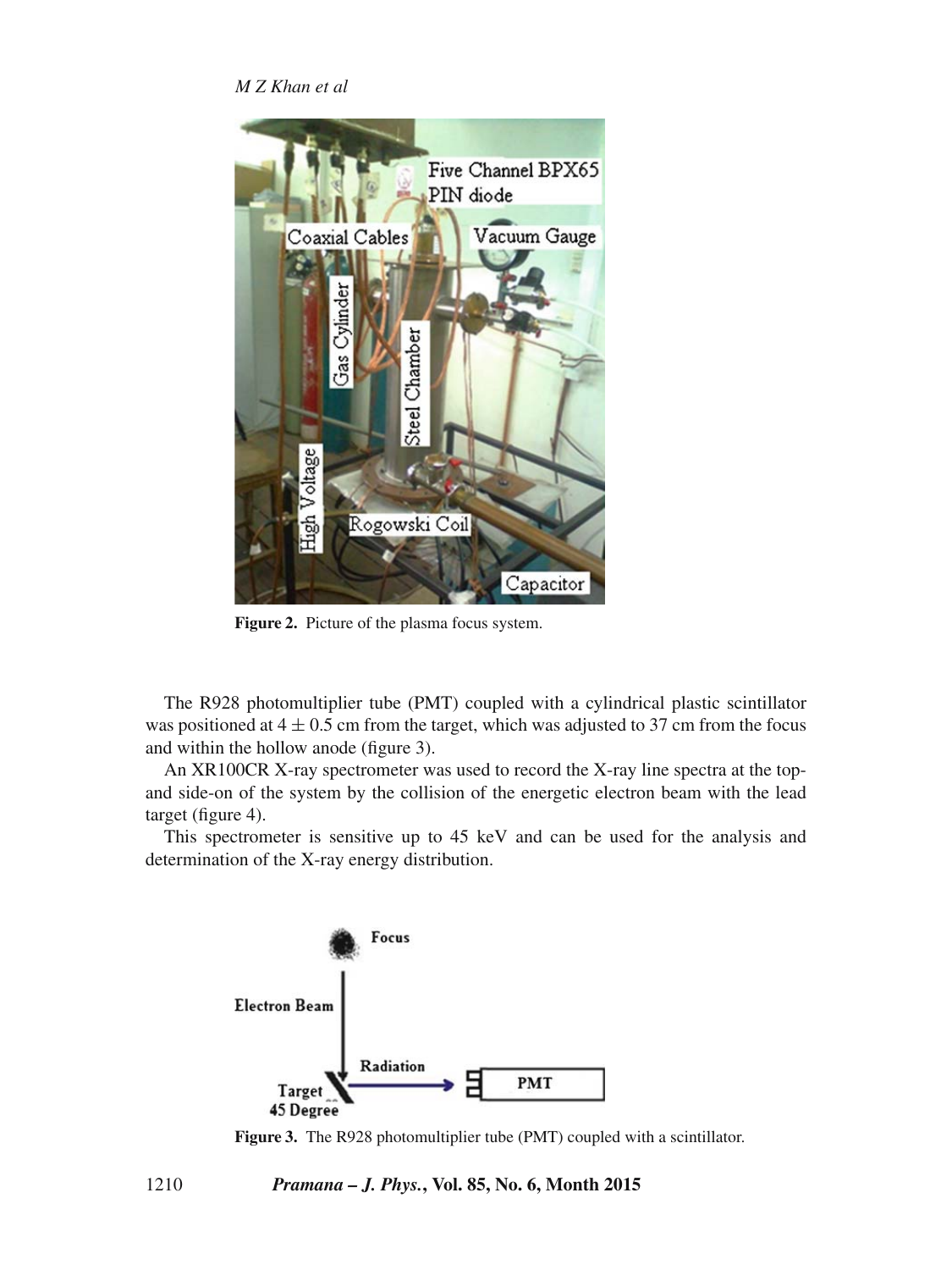**Figure 2.** Picture of the plasma focus system.

The R928 photomultiplier tube (PMT) coupled with a cylindrical plastic scintillator was positioned at $4 \pm 0.5$ cm from the target, which was adjusted to 37 cm from the focus and within the hollow anode (figure 3).

An XR100CR X-ray spectrometer was used to record the X-ray line spectra at the top- and side-on of the system by the collision of the energetic electron beam with the lead target (figure 4).

This spectrometer is sensitive up to 45 keV and can be used for the analysis and determination of the X-ray energy distribution.

**Figure 3.** The R928 photomultiplier tube (PMT) coupled with a scintillator.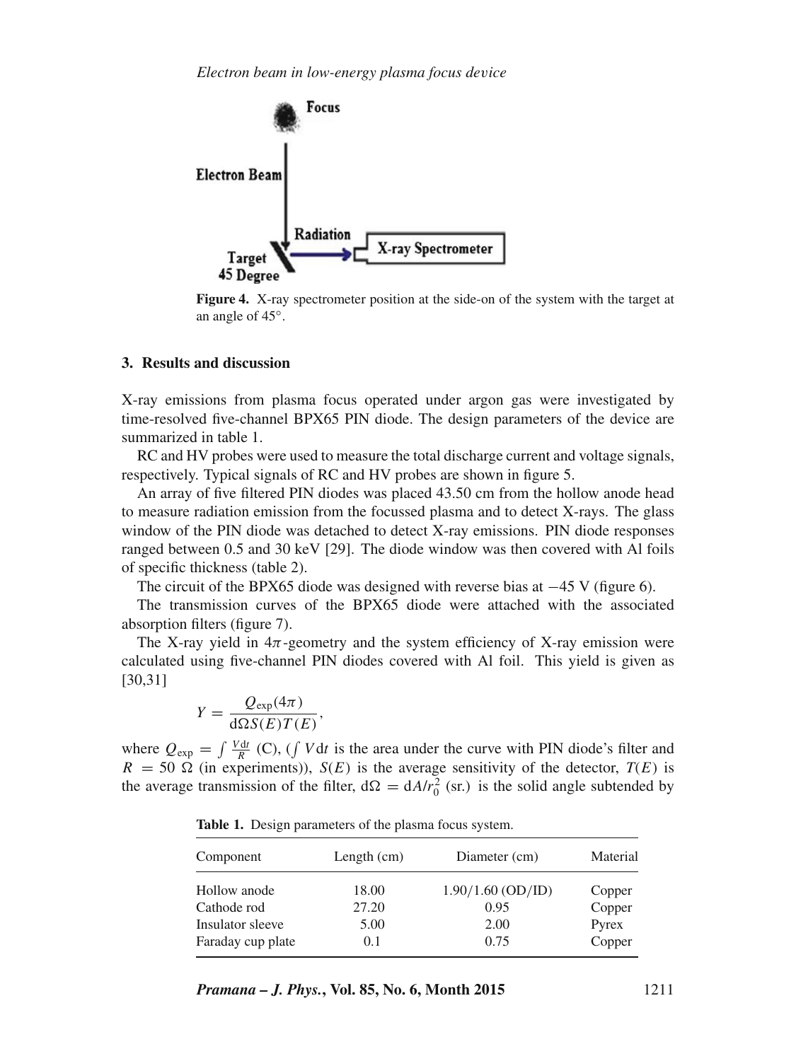**Figure 4.** X-ray spectrometer position at the side-on of the system with the target at an angle of 45°.

## 3. Results and discussion

X-ray emissions from plasma focus operated under argon gas were investigated by time-resolved five-channel BPX65 PIN diode. The design parameters of the device are summarized in table 1.

RC and HV probes were used to measure the total discharge current and voltage signals, respectively. Typical signals of RC and HV probes are shown in figure 5.

An array of five filtered PIN diodes was placed 43.50 cm from the hollow anode head to measure radiation emission from the focussed plasma and to detect X-rays. The glass window of the PIN diode was detached to detect X-ray emissions. PIN diode responses ranged between 0.5 and 30 keV [29]. The diode window was then covered with Al foils of specific thickness (table 2).

The circuit of the BPX65 diode was designed with reverse bias at −45 V (figure 6).

The transmission curves of the BPX65 diode were attached with the associated absorption filters (figure 7).

The X-ray yield in $4\pi$-geometry and the system efficiency of X-ray emission were calculated using five-channel PIN diodes covered with Al foil. This yield is given as [30,31]

$$Y = \frac{Q_{\exp}(4\pi)}{\mathrm{d}\Omega S(E)T(E)},$$

where $Q_{\exp} = \int \frac{V\mathrm{d}t}{R}$ (C), ($\int V\mathrm{d}t$ is the area under the curve with PIN diode's filter and $R = 50\ \Omega$ (in experiments)), $S(E)$ is the average sensitivity of the detector, $T(E)$ is the average transmission of the filter, $\mathrm{d}\Omega = \mathrm{d}A/r_0^2$ (sr.) is the solid angle subtended by

**Table 1.** Design parameters of the plasma focus system.

| Component | Length (cm) | Diameter (cm) | Material |
|---|---|---|---|
| Hollow anode | 18.00 | 1.90/1.60 (OD/ID) | Copper |
| Cathode rod | 27.20 | 0.95 | Copper |
| Insulator sleeve | 5.00 | 2.00 | Pyrex |
| Faraday cup plate | 0.1 | 0.75 | Copper |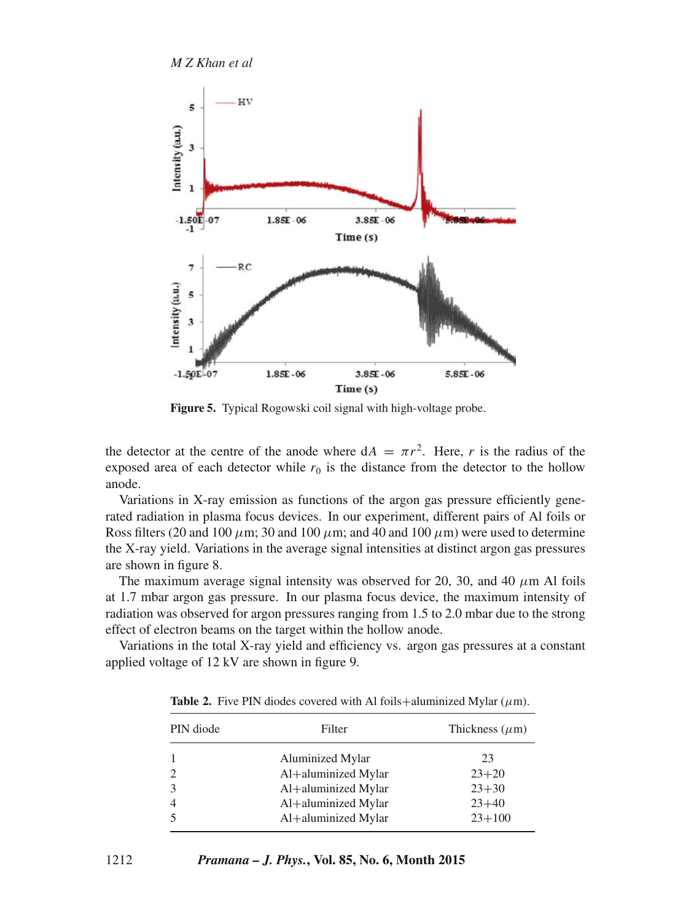Figure 5. Typical Rogowski coil signal with high-voltage probe.

the detector at the centre of the anode where $dA = \pi r^2$. Here, $r$ is the radius of the exposed area of each detector while $r_0$ is the distance from the detector to the hollow anode.

Variations in X-ray emission as functions of the argon gas pressure efficiently generated radiation in plasma focus devices. In our experiment, different pairs of Al foils or Ross filters (20 and 100 $\mu$m; 30 and 100 $\mu$m; and 40 and 100 $\mu$m) were used to determine the X-ray yield. Variations in the average signal intensities at distinct argon gas pressures are shown in figure 8.

The maximum average signal intensity was observed for 20, 30, and 40 $\mu$m Al foils at 1.7 mbar argon gas pressure. In our plasma focus device, the maximum intensity of radiation was observed for argon pressures ranging from 1.5 to 2.0 mbar due to the strong effect of electron beams on the target within the hollow anode.

Variations in the total X-ray yield and efficiency vs. argon gas pressures at a constant applied voltage of 12 kV are shown in figure 9.

**Table 2.** Five PIN diodes covered with Al foils+aluminized Mylar ($\mu$m).

| PIN diode | Filter | Thickness ($\mu$m) |
|---|---|---|
| 1 | Aluminized Mylar | 23 |
| 2 | Al+aluminized Mylar | 23+20 |
| 3 | Al+aluminized Mylar | 23+30 |
| 4 | Al+aluminized Mylar | 23+40 |
| 5 | Al+aluminized Mylar | 23+100 |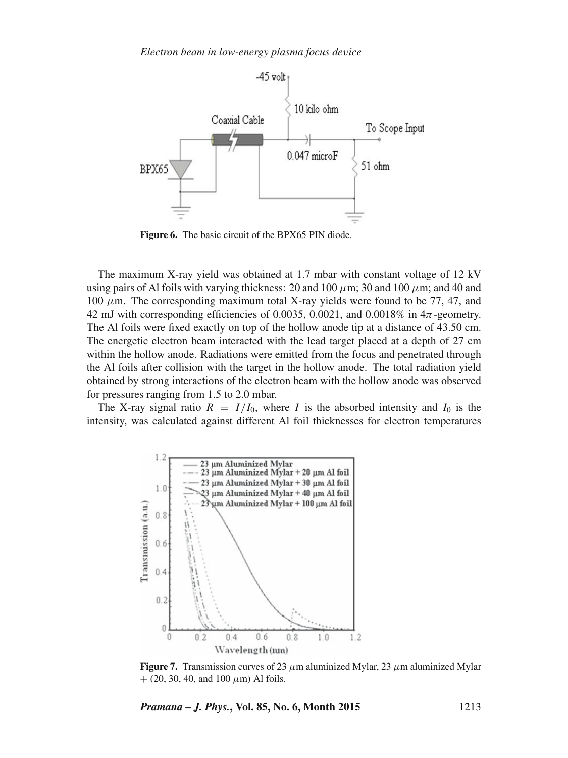**Figure 6.** The basic circuit of the BPX65 PIN diode.

The maximum X-ray yield was obtained at 1.7 mbar with constant voltage of 12 kV using pairs of Al foils with varying thickness: 20 and 100 $\mu$m; 30 and 100 $\mu$m; and 40 and 100 $\mu$m. The corresponding maximum total X-ray yields were found to be 77, 47, and 42 mJ with corresponding efficiencies of 0.0035, 0.0021, and 0.0018% in $4\pi$-geometry. The Al foils were fixed exactly on top of the hollow anode tip at a distance of 43.50 cm. The energetic electron beam interacted with the lead target placed at a depth of 27 cm within the hollow anode. Radiations were emitted from the focus and penetrated through the Al foils after collision with the target in the hollow anode. The total radiation yield obtained by strong interactions of the electron beam with the hollow anode was observed for pressures ranging from 1.5 to 2.0 mbar.

The X-ray signal ratio $R = I/I_0$, where $I$ is the absorbed intensity and $I_0$ is the intensity, was calculated against different Al foil thicknesses for electron temperatures

**Figure 7.** Transmission curves of 23 $\mu$m aluminized Mylar, 23 $\mu$m aluminized Mylar + (20, 30, 40, and 100 $\mu$m) Al foils.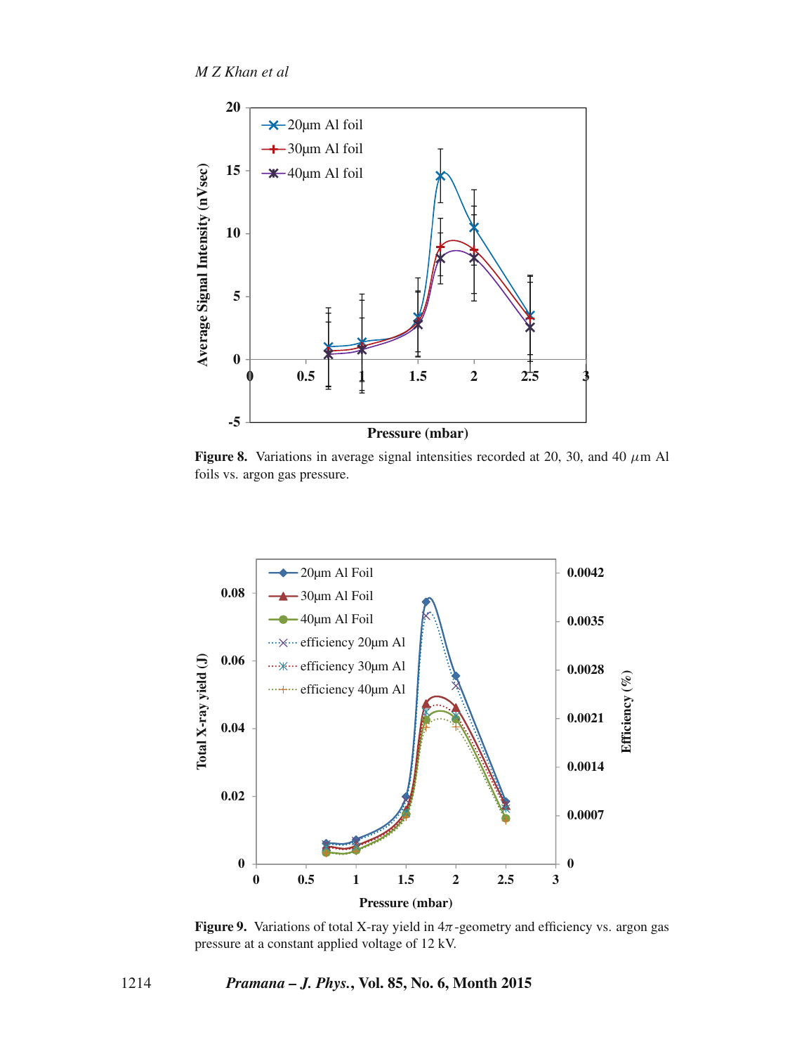**Figure 8.** Variations in average signal intensities recorded at 20, 30, and 40 $\mu$m Al foils vs. argon gas pressure.

**Figure 9.** Variations of total X-ray yield in $4\pi$-geometry and efficiency vs. argon gas pressure at a constant applied voltage of 12 kV.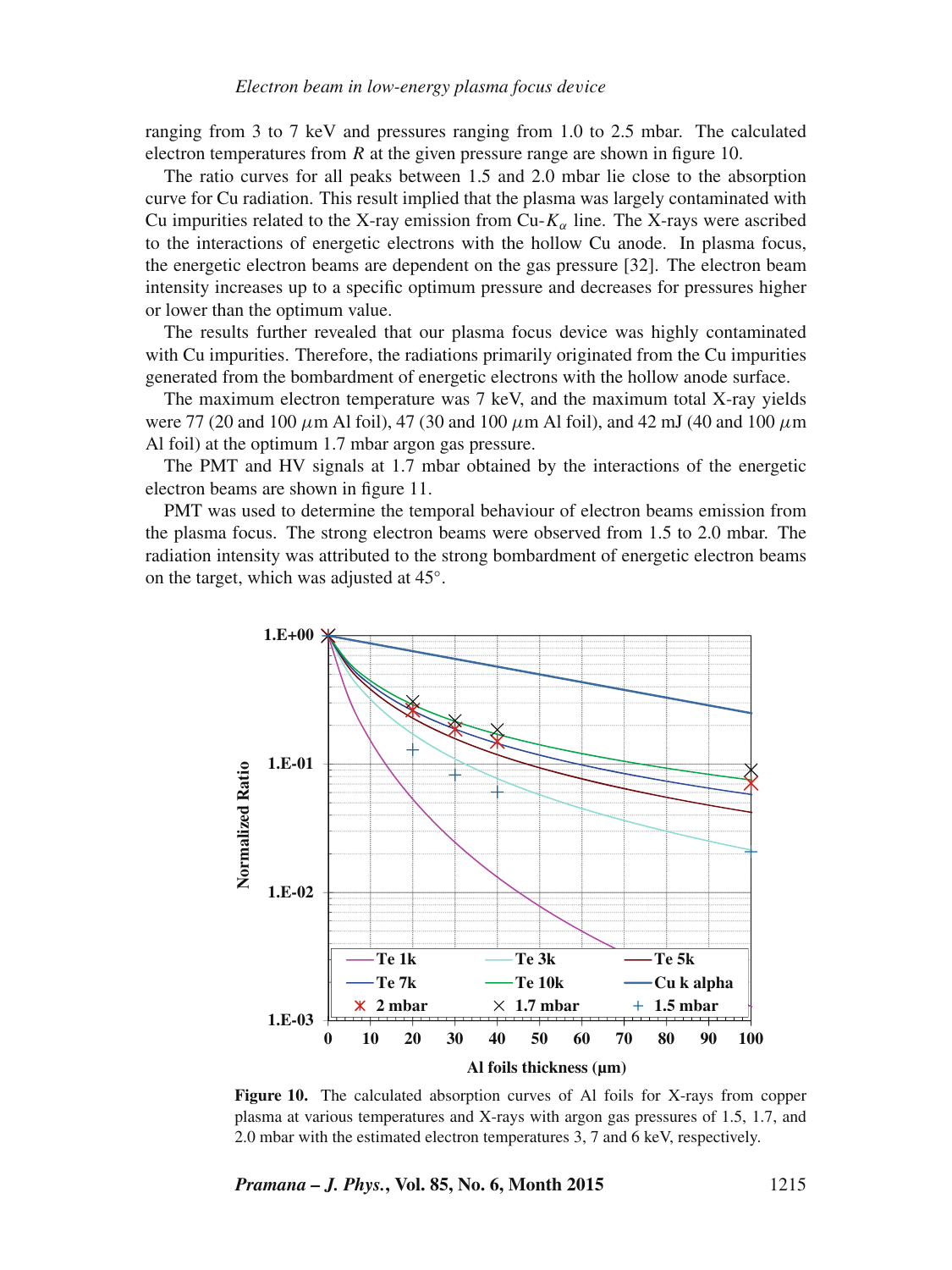ranging from 3 to 7 keV and pressures ranging from 1.0 to 2.5 mbar. The calculated electron temperatures from $R$ at the given pressure range are shown in figure 10.

The ratio curves for all peaks between 1.5 and 2.0 mbar lie close to the absorption curve for Cu radiation. This result implied that the plasma was largely contaminated with Cu impurities related to the X-ray emission from Cu-$K_\alpha$ line. The X-rays were ascribed to the interactions of energetic electrons with the hollow Cu anode. In plasma focus, the energetic electron beams are dependent on the gas pressure [32]. The electron beam intensity increases up to a specific optimum pressure and decreases for pressures higher or lower than the optimum value.

The results further revealed that our plasma focus device was highly contaminated with Cu impurities. Therefore, the radiations primarily originated from the Cu impurities generated from the bombardment of energetic electrons with the hollow anode surface.

The maximum electron temperature was 7 keV, and the maximum total X-ray yields were 77 (20 and 100 $\mu$m Al foil), 47 (30 and 100 $\mu$m Al foil), and 42 mJ (40 and 100 $\mu$m Al foil) at the optimum 1.7 mbar argon gas pressure.

The PMT and HV signals at 1.7 mbar obtained by the interactions of the energetic electron beams are shown in figure 11.

PMT was used to determine the temporal behaviour of electron beams emission from the plasma focus. The strong electron beams were observed from 1.5 to 2.0 mbar. The radiation intensity was attributed to the strong bombardment of energetic electron beams on the target, which was adjusted at 45°.

**Figure 10.** The calculated absorption curves of Al foils for X-rays from copper plasma at various temperatures and X-rays with argon gas pressures of 1.5, 1.7, and 2.0 mbar with the estimated electron temperatures 3, 7 and 6 keV, respectively.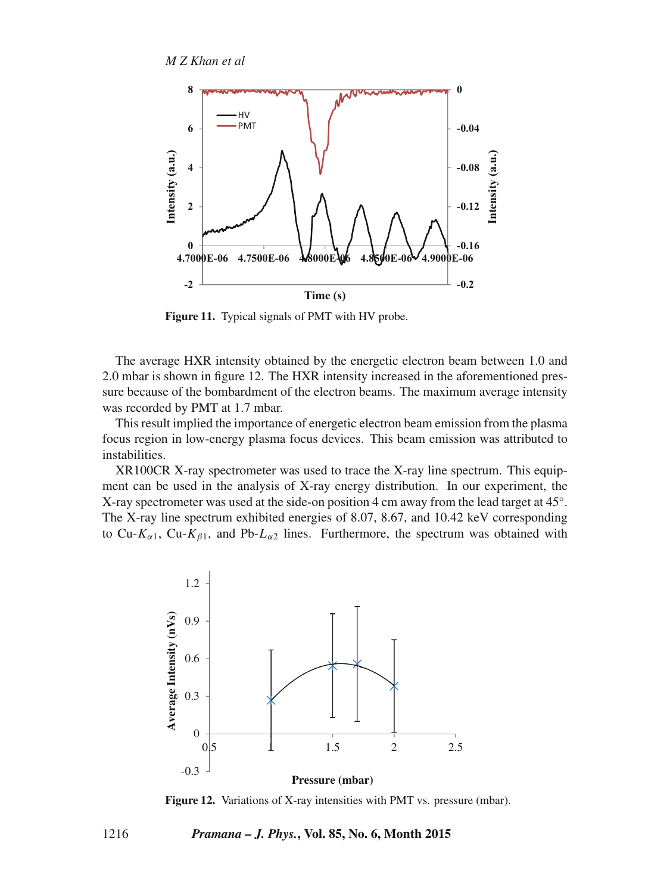Figure 11. Typical signals of PMT with HV probe.

The average HXR intensity obtained by the energetic electron beam between 1.0 and 2.0 mbar is shown in figure 12. The HXR intensity increased in the aforementioned pressure because of the bombardment of the electron beams. The maximum average intensity was recorded by PMT at 1.7 mbar.

This result implied the importance of energetic electron beam emission from the plasma focus region in low-energy plasma focus devices. This beam emission was attributed to instabilities.

XR100CR X-ray spectrometer was used to trace the X-ray line spectrum. This equipment can be used in the analysis of X-ray energy distribution. In our experiment, the X-ray spectrometer was used at the side-on position 4 cm away from the lead target at 45°. The X-ray line spectrum exhibited energies of 8.07, 8.67, and 10.42 keV corresponding to Cu-$K_{\alpha 1}$, Cu-$K_{\beta 1}$, and Pb-$L_{\alpha 2}$ lines. Furthermore, the spectrum was obtained with

Figure 12. Variations of X-ray intensities with PMT vs. pressure (mbar).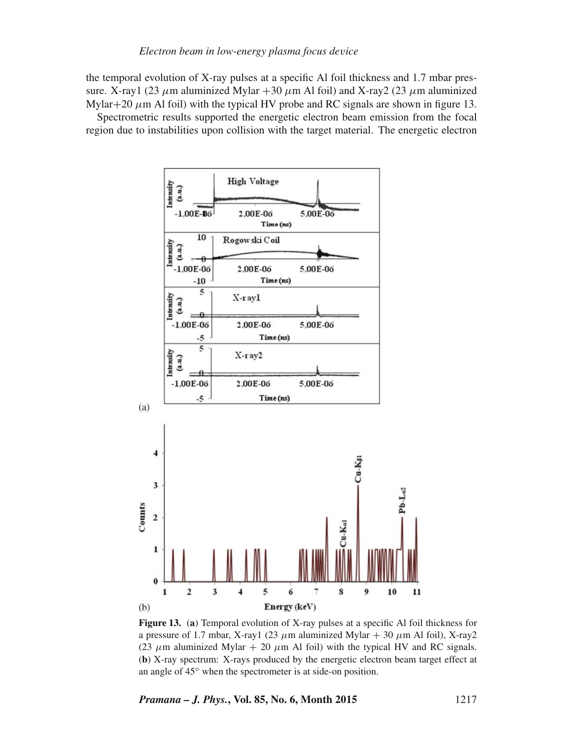the temporal evolution of X-ray pulses at a specific Al foil thickness and 1.7 mbar pressure. X-ray1 (23 $\mu$m aluminized Mylar +30 $\mu$m Al foil) and X-ray2 (23 $\mu$m aluminized Mylar+20 $\mu$m Al foil) with the typical HV probe and RC signals are shown in figure 13.

Spectrometric results supported the energetic electron beam emission from the focal region due to instabilities upon collision with the target material. The energetic electron

**Figure 13.** (**a**) Temporal evolution of X-ray pulses at a specific Al foil thickness for a pressure of 1.7 mbar, X-ray1 (23 $\mu$m aluminized Mylar + 30 $\mu$m Al foil), X-ray2 (23 $\mu$m aluminized Mylar + 20 $\mu$m Al foil) with the typical HV and RC signals. (**b**) X-ray spectrum: X-rays produced by the energetic electron beam target effect at an angle of 45° when the spectrometer is at side-on position.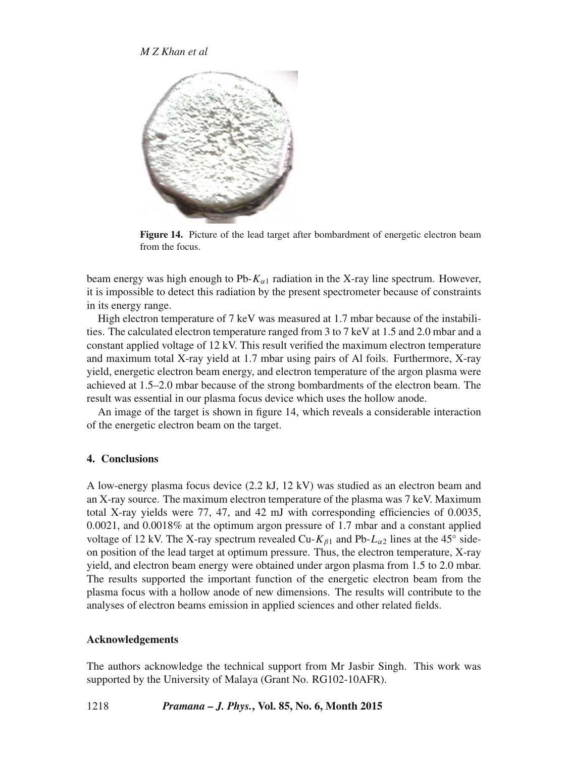**Figure 14.** Picture of the lead target after bombardment of energetic electron beam from the focus.

beam energy was high enough to Pb-$K_{\alpha 1}$ radiation in the X-ray line spectrum. However, it is impossible to detect this radiation by the present spectrometer because of constraints in its energy range.

High electron temperature of 7 keV was measured at 1.7 mbar because of the instabilities. The calculated electron temperature ranged from 3 to 7 keV at 1.5 and 2.0 mbar and a constant applied voltage of 12 kV. This result verified the maximum electron temperature and maximum total X-ray yield at 1.7 mbar using pairs of Al foils. Furthermore, X-ray yield, energetic electron beam energy, and electron temperature of the argon plasma were achieved at 1.5–2.0 mbar because of the strong bombardments of the electron beam. The result was essential in our plasma focus device which uses the hollow anode.

An image of the target is shown in figure 14, which reveals a considerable interaction of the energetic electron beam on the target.

## 4. Conclusions

A low-energy plasma focus device (2.2 kJ, 12 kV) was studied as an electron beam and an X-ray source. The maximum electron temperature of the plasma was 7 keV. Maximum total X-ray yields were 77, 47, and 42 mJ with corresponding efficiencies of 0.0035, 0.0021, and 0.0018% at the optimum argon pressure of 1.7 mbar and a constant applied voltage of 12 kV. The X-ray spectrum revealed Cu-$K_{\beta 1}$ and Pb-$L_{\alpha 2}$ lines at the 45° side-on position of the lead target at optimum pressure. Thus, the electron temperature, X-ray yield, and electron beam energy were obtained under argon plasma from 1.5 to 2.0 mbar. The results supported the important function of the energetic electron beam from the plasma focus with a hollow anode of new dimensions. The results will contribute to the analyses of electron beams emission in applied sciences and other related fields.

## Acknowledgements

The authors acknowledge the technical support from Mr Jasbir Singh. This work was supported by the University of Malaya (Grant No. RG102-10AFR).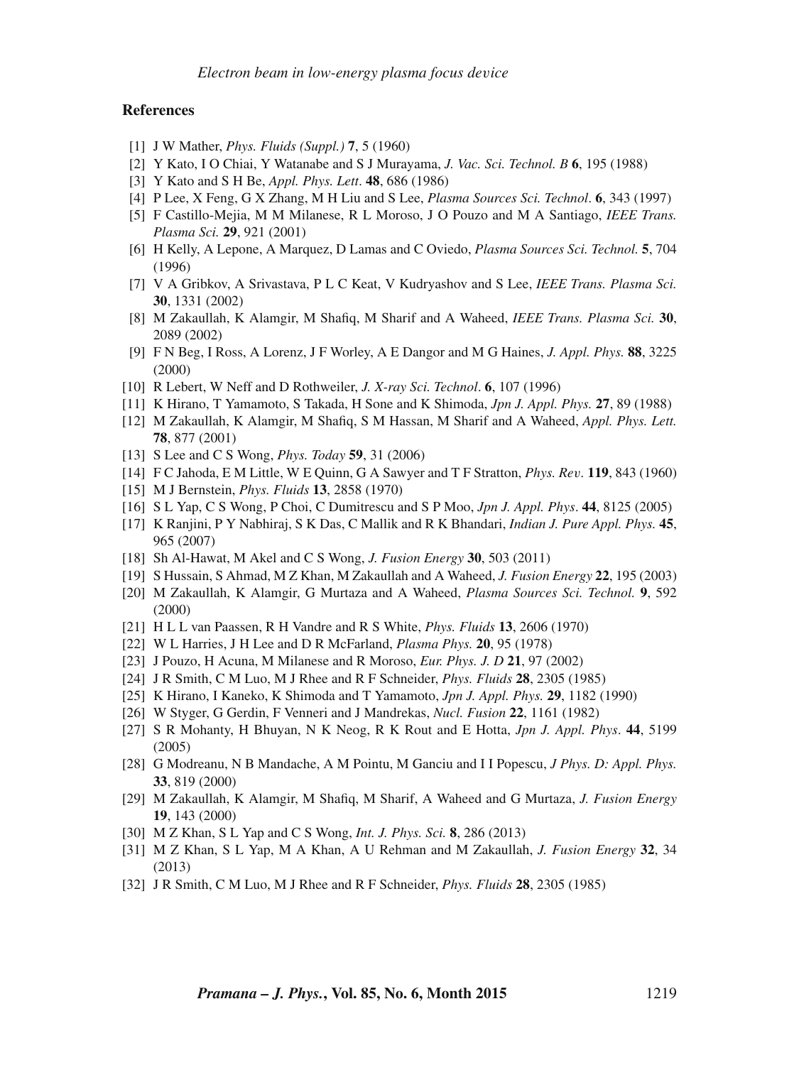## References

[1] J W Mather, *Phys. Fluids (Suppl.)* **7**, 5 (1960)

[2] Y Kato, I O Chiai, Y Watanabe and S J Murayama, *J. Vac. Sci. Technol. B* **6**, 195 (1988)

[3] Y Kato and S H Be, *Appl. Phys. Lett*. **48**, 686 (1986)

[4] P Lee, X Feng, G X Zhang, M H Liu and S Lee, *Plasma Sources Sci. Technol*. **6**, 343 (1997)

[5] F Castillo-Mejia, M M Milanese, R L Moroso, J O Pouzo and M A Santiago, *IEEE Trans. Plasma Sci.* **29**, 921 (2001)

[6] H Kelly, A Lepone, A Marquez, D Lamas and C Oviedo, *Plasma Sources Sci. Technol.* **5**, 704 (1996)

[7] V A Gribkov, A Srivastava, P L C Keat, V Kudryashov and S Lee, *IEEE Trans. Plasma Sci.* **30**, 1331 (2002)

[8] M Zakaullah, K Alamgir, M Shafiq, M Sharif and A Waheed, *IEEE Trans. Plasma Sci.* **30**, 2089 (2002)

[9] F N Beg, I Ross, A Lorenz, J F Worley, A E Dangor and M G Haines, *J. Appl. Phys.* **88**, 3225 (2000)

[10] R Lebert, W Neff and D Rothweiler, *J. X-ray Sci. Technol*. **6**, 107 (1996)

[11] K Hirano, T Yamamoto, S Takada, H Sone and K Shimoda, *Jpn J. Appl. Phys.* **27**, 89 (1988)

[12] M Zakaullah, K Alamgir, M Shafiq, S M Hassan, M Sharif and A Waheed, *Appl. Phys. Lett.* **78**, 877 (2001)

[13] S Lee and C S Wong, *Phys. Today* **59**, 31 (2006)

[14] F C Jahoda, E M Little, W E Quinn, G A Sawyer and T F Stratton, *Phys. Rev*. **119**, 843 (1960)

[15] M J Bernstein, *Phys. Fluids* **13**, 2858 (1970)

[16] S L Yap, C S Wong, P Choi, C Dumitrescu and S P Moo, *Jpn J. Appl. Phys*. **44**, 8125 (2005)

[17] K Ranjini, P Y Nabhiraj, S K Das, C Mallik and R K Bhandari, *Indian J. Pure Appl. Phys.* **45**, 965 (2007)

[18] Sh Al-Hawat, M Akel and C S Wong, *J. Fusion Energy* **30**, 503 (2011)

[19] S Hussain, S Ahmad, M Z Khan, M Zakaullah and A Waheed, *J. Fusion Energy* **22**, 195 (2003)

[20] M Zakaullah, K Alamgir, G Murtaza and A Waheed, *Plasma Sources Sci. Technol.* **9**, 592 (2000)

[21] H L L van Paassen, R H Vandre and R S White, *Phys. Fluids* **13**, 2606 (1970)

[22] W L Harries, J H Lee and D R McFarland, *Plasma Phys.* **20**, 95 (1978)

[23] J Pouzo, H Acuna, M Milanese and R Moroso, *Eur. Phys. J. D* **21**, 97 (2002)

[24] J R Smith, C M Luo, M J Rhee and R F Schneider, *Phys. Fluids* **28**, 2305 (1985)

[25] K Hirano, I Kaneko, K Shimoda and T Yamamoto, *Jpn J. Appl. Phys.* **29**, 1182 (1990)

[26] W Styger, G Gerdin, F Venneri and J Mandrekas, *Nucl. Fusion* **22**, 1161 (1982)

[27] S R Mohanty, H Bhuyan, N K Neog, R K Rout and E Hotta, *Jpn J. Appl. Phys*. **44**, 5199 (2005)

[28] G Modreanu, N B Mandache, A M Pointu, M Ganciu and I I Popescu, *J Phys. D: Appl. Phys.* **33**, 819 (2000)

[29] M Zakaullah, K Alamgir, M Shafiq, M Sharif, A Waheed and G Murtaza, *J. Fusion Energy* **19**, 143 (2000)

[30] M Z Khan, S L Yap and C S Wong, *Int. J. Phys. Sci.* **8**, 286 (2013)

[31] M Z Khan, S L Yap, M A Khan, A U Rehman and M Zakaullah, *J. Fusion Energy* **32**, 34 (2013)

[32] J R Smith, C M Luo, M J Rhee and R F Schneider, *Phys. Fluids* **28**, 2305 (1985)